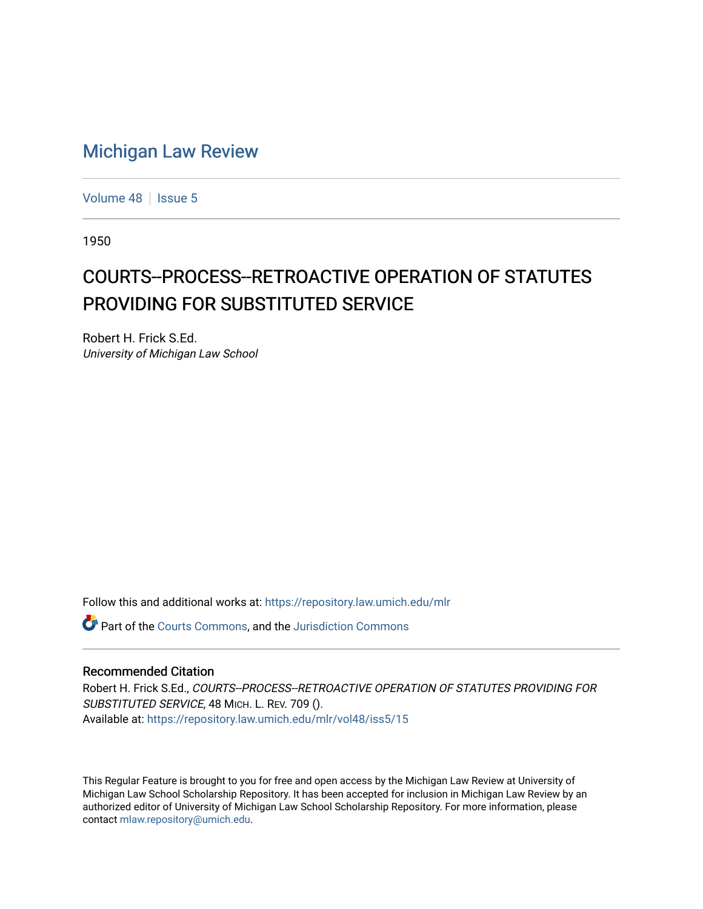# Michigan Law Review

Volume 48 | Issue 5

1950

## COURTS--PROCESS--RETROACTIVE OPERATION OF STATUTES PROVIDING FOR SUBSTITUTED SERVICE

Robert H. Frick S.Ed.
*University of Michigan Law School*

Follow this and additional works at: https://repository.law.umich.edu/mlr

Part of the Courts Commons, and the Jurisdiction Commons

### Recommended Citation

Robert H. Frick S.Ed., *COURTS--PROCESS--RETROACTIVE OPERATION OF STATUTES PROVIDING FOR SUBSTITUTED SERVICE*, 48 MICH. L. REV. 709 ().
Available at: https://repository.law.umich.edu/mlr/vol48/iss5/15

This Regular Feature is brought to you for free and open access by the Michigan Law Review at University of Michigan Law School Scholarship Repository. It has been accepted for inclusion in Michigan Law Review by an authorized editor of University of Michigan Law School Scholarship Repository. For more information, please contact mlaw.repository@umich.edu.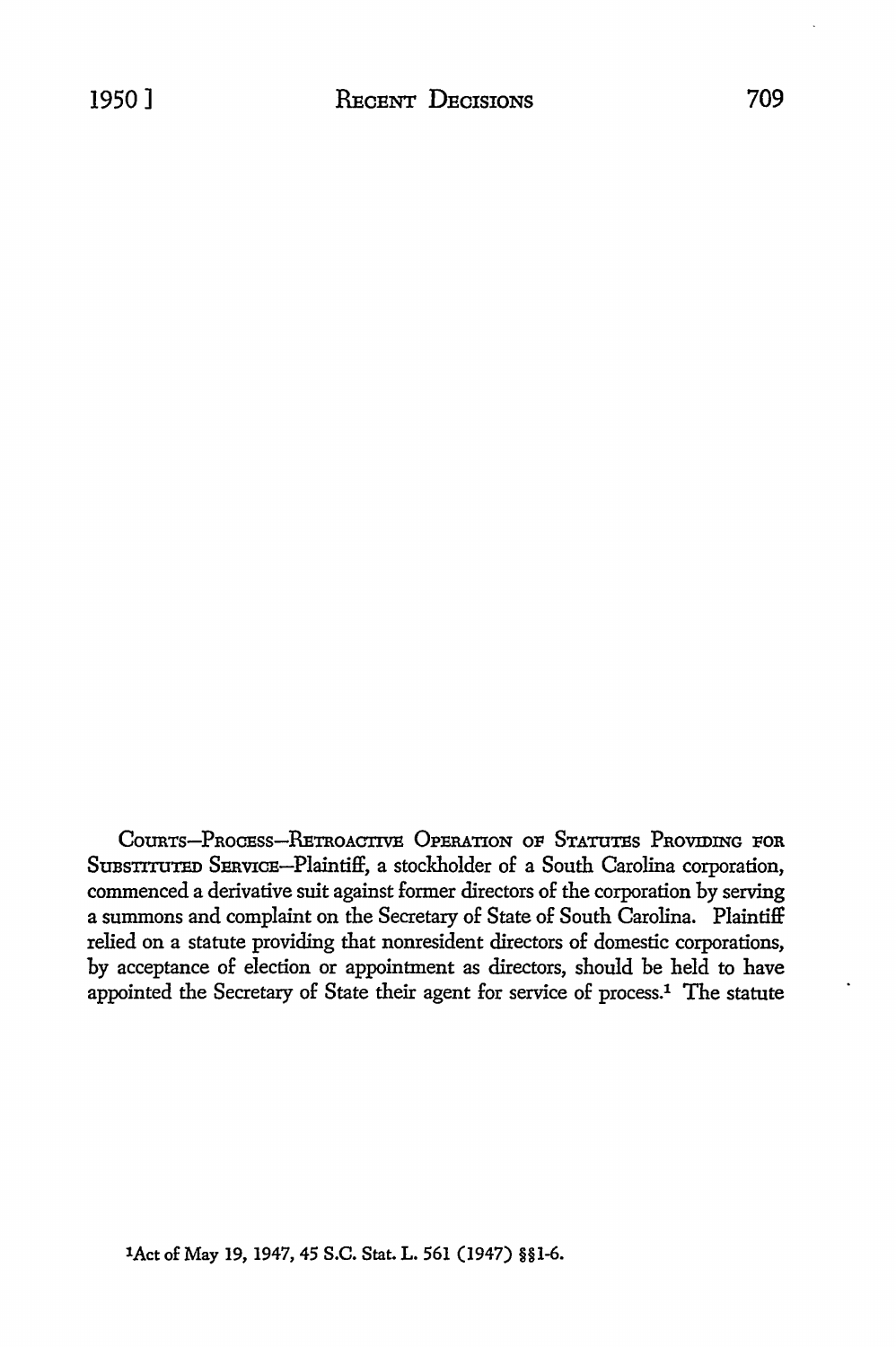COURTS—PROCESS—RETROACTIVE OPERATION OF STATUTES PROVIDING FOR SUBSTITUTED SERVICE—Plaintiff, a stockholder of a South Carolina corporation, commenced a derivative suit against former directors of the corporation by serving a summons and complaint on the Secretary of State of South Carolina. Plaintiff relied on a statute providing that nonresident directors of domestic corporations, by acceptance of election or appointment as directors, should be held to have appointed the Secretary of State their agent for service of process.[1] The statute

[1]Act of May 19, 1947, 45 S.C. Stat. L. 561 (1947) §§1-6.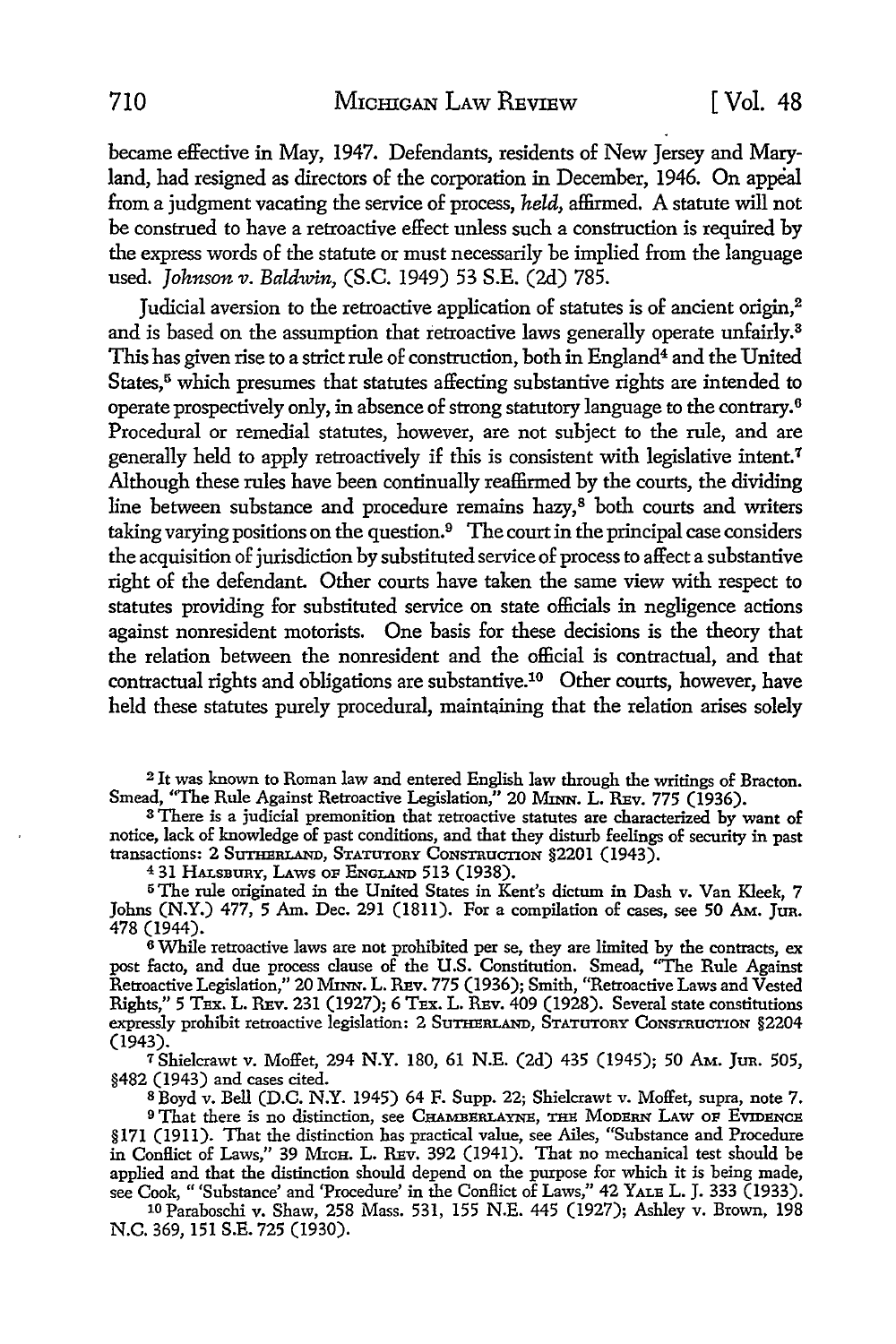became effective in May, 1947. Defendants, residents of New Jersey and Maryland, had resigned as directors of the corporation in December, 1946. On appeal from a judgment vacating the service of process, *held,* affirmed. A statute will not be construed to have a retroactive effect unless such a construction is required by the express words of the statute or must necessarily be implied from the language used. *Johnson v. Baldwin,* (S.C. 1949) 53 S.E. (2d) 785.

Judicial aversion to the retroactive application of statutes is of ancient origin,[2] and is based on the assumption that retroactive laws generally operate unfairly.[3] This has given rise to a strict rule of construction, both in England[4] and the United States,[5] which presumes that statutes affecting substantive rights are intended to operate prospectively only, in absence of strong statutory language to the contrary.[6] Procedural or remedial statutes, however, are not subject to the rule, and are generally held to apply retroactively if this is consistent with legislative intent.[7] Although these rules have been continually reaffirmed by the courts, the dividing line between substance and procedure remains hazy,[8] both courts and writers taking varying positions on the question.[9] The court in the principal case considers the acquisition of jurisdiction by substituted service of process to affect a substantive right of the defendant. Other courts have taken the same view with respect to statutes providing for substituted service on state officials in negligence actions against nonresident motorists. One basis for these decisions is the theory that the relation between the nonresident and the official is contractual, and that contractual rights and obligations are substantive.[10] Other courts, however, have held these statutes purely procedural, maintaining that the relation arises solely

[2] It was known to Roman law and entered English law through the writings of Bracton. Smead, "The Rule Against Retroactive Legislation," 20 MINN. L. REV. 775 (1936).

[3] There is a judicial premonition that retroactive statutes are characterized by want of notice, lack of knowledge of past conditions, and that they disturb feelings of security in past transactions: 2 SUTHERLAND, STATUTORY CONSTRUCTION §2201 (1943).

[4] 31 HALSBURY, LAWS OF ENGLAND 513 (1938).

[5] The rule originated in the United States in Kent's dictum in Dash v. Van Kleek, 7 Johns (N.Y.) 477, 5 Am. Dec. 291 (1811). For a compilation of cases, see 50 AM. JUR. 478 (1944).

[6] While retroactive laws are not prohibited per se, they are limited by the contracts, ex post facto, and due process clause of the U.S. Constitution. Smead, "The Rule Against Retroactive Legislation," 20 MINN. L. REV. 775 (1936); Smith, "Retroactive Laws and Vested Rights," 5 TEX. L. REV. 231 (1927); 6 TEX. L. REV. 409 (1928). Several state constitutions expressly prohibit retroactive legislation: 2 SUTHERLAND, STATUTORY CONSTRUCTION §2204 (1943).

[7] Shielcrawt v. Moffet, 294 N.Y. 180, 61 N.E. (2d) 435 (1945); 50 AM. JUR. 505, §482 (1943) and cases cited.

[8] Boyd v. Bell (D.C. N.Y. 1945) 64 F. Supp. 22; Shielcrawt v. Moffet, supra, note 7.

[9] That there is no distinction, see CHAMBERLAYNE, THE MODERN LAW OF EVIDENCE §171 (1911). That the distinction has practical value, see Ailes, "Substance and Procedure in Conflict of Laws," 39 MICH. L. REV. 392 (1941). That no mechanical test should be applied and that the distinction should depend on the purpose for which it is being made, see Cook, " 'Substance' and 'Procedure' in the Conflict of Laws," 42 YALE L. J. 333 (1933).

[10] Paraboschi v. Shaw, 258 Mass. 531, 155 N.E. 445 (1927); Ashley v. Brown, 198 N.C. 369, 151 S.E. 725 (1930).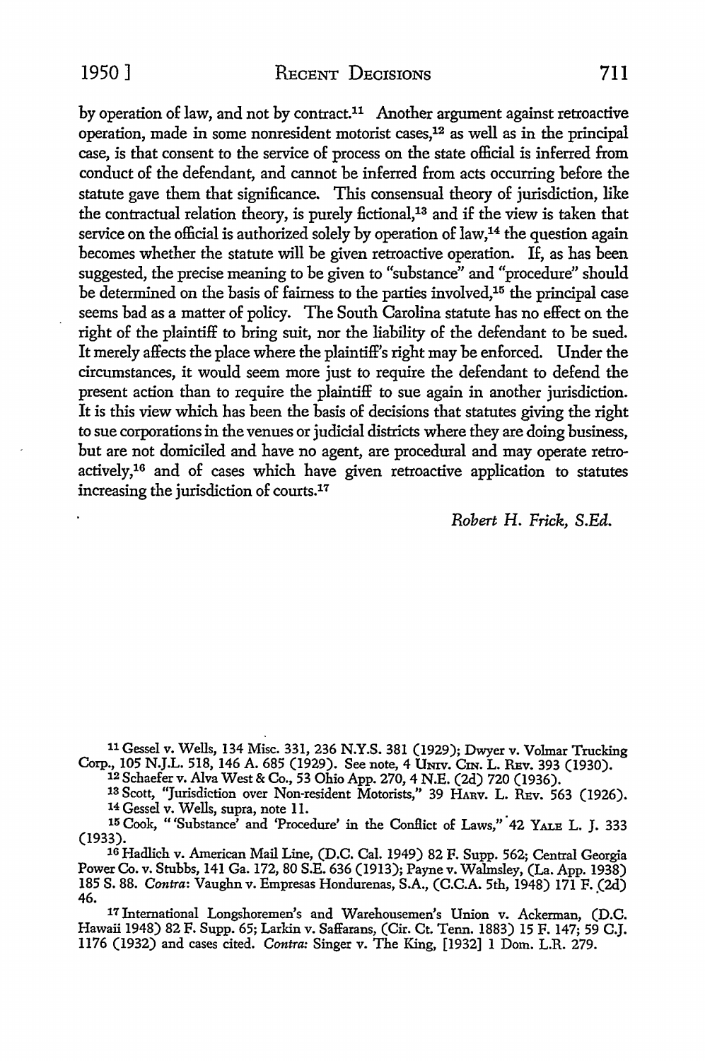by operation of law, and not by contract.[11] Another argument against retroactive operation, made in some nonresident motorist cases,[12] as well as in the principal case, is that consent to the service of process on the state official is inferred from conduct of the defendant, and cannot be inferred from acts occurring before the statute gave them that significance. This consensual theory of jurisdiction, like the contractual relation theory, is purely fictional,[13] and if the view is taken that service on the official is authorized solely by operation of law,[14] the question again becomes whether the statute will be given retroactive operation. If, as has been suggested, the precise meaning to be given to "substance" and "procedure" should be determined on the basis of fairness to the parties involved,[15] the principal case seems bad as a matter of policy. The South Carolina statute has no effect on the right of the plaintiff to bring suit, nor the liability of the defendant to be sued. It merely affects the place where the plaintiff's right may be enforced. Under the circumstances, it would seem more just to require the defendant to defend the present action than to require the plaintiff to sue again in another jurisdiction. It is this view which has been the basis of decisions that statutes giving the right to sue corporations in the venues or judicial districts where they are doing business, but are not domiciled and have no agent, are procedural and may operate retroactively,[16] and of cases which have given retroactive application to statutes increasing the jurisdiction of courts.[17]

*Robert H. Frick, S.Ed.*

---

[11] Gessel v. Wells, 134 Misc. 331, 236 N.Y.S. 381 (1929); Dwyer v. Volmar Trucking Corp., 105 N.J.L. 518, 146 A. 685 (1929). See note, 4 UNIV. CIN. L. REV. 393 (1930).

[12] Schaefer v. Alva West & Co., 53 Ohio App. 270, 4 N.E. (2d) 720 (1936).

[13] Scott, "Jurisdiction over Non-resident Motorists," 39 HARV. L. REV. 563 (1926).

[14] Gessel v. Wells, supra, note 11.

[15] Cook, "'Substance' and 'Procedure' in the Conflict of Laws," 42 YALE L. J. 333 (1933).

[16] Hadlich v. American Mail Line, (D.C. Cal. 1949) 82 F. Supp. 562; Central Georgia Power Co. v. Stubbs, 141 Ga. 172, 80 S.E. 636 (1913); Payne v. Walmsley, (La. App. 1938) 185 S. 88. *Contra*: Vaughn v. Empresas Hondurenas, S.A., (C.C.A. 5th, 1948) 171 F. (2d) 46.

[17] International Longshoremen's and Warehousemen's Union v. Ackerman, (D.C. Hawaii 1948) 82 F. Supp. 65; Larkin v. Saffarans, (Cir. Ct. Tenn. 1883) 15 F. 147; 59 C.J. 1176 (1932) and cases cited. *Contra:* Singer v. The King, [1932] 1 Dom. L.R. 279.